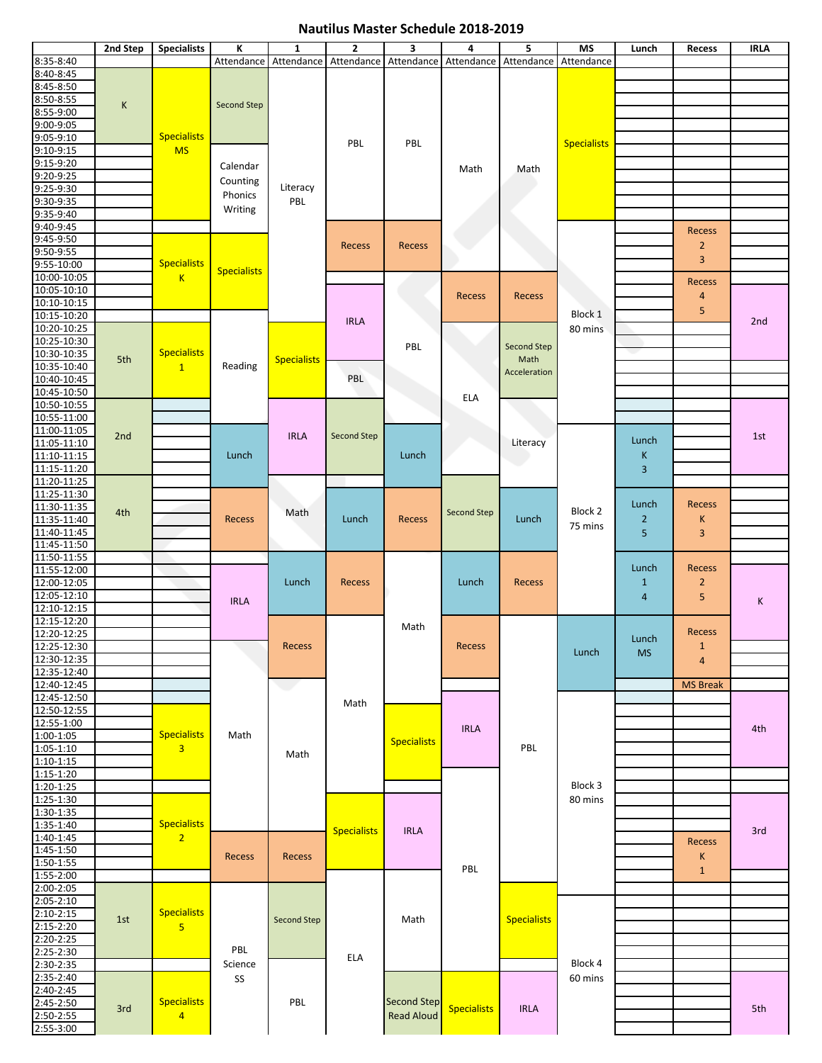# Nautilus Master Schedule 2018-2019

| | 2nd Step | Specialists | K | 1 | 2 | 3 | 4 | 5 | MS | Lunch | Recess | IRLA |
|---|---|---|---|---|---|---|---|---|---|---|---|---|
| 8:35-8:40 | | | Attendance | Attendance | Attendance | Attendance | Attendance | Attendance | Attendance | | | |
| 8:40-8:45 | K | Specialists MS | Second Step | Literacy PBL | PBL | PBL | Math | Math | Specialists | | | |
| 8:45-8:50 | | | | | | | | | | | | |
| 8:50-8:55 | | | | | | | | | | | | |
| 8:55-9:00 | | | | | | | | | | | | |
| 9:00-9:05 | | | | | | | | | | | | |
| 9:05-9:10 | | | | | | | | | | | | |
| 9:10-9:15 | | | Calendar Counting Phonics Writing | | | | | | | | | |
| 9:15-9:20 | | | | | | | | | | | | |
| 9:20-9:25 | | | | | | | | | | | | |
| 9:25-9:30 | | | | | | | | | | | | |
| 9:30-9:35 | | | | | | | | | | | | |
| 9:35-9:40 | | | | | | | | | | | | |
| 9:40-9:45 | | | | | Recess | Recess | | | Block 1 80 mins | | Recess 2 3 | |
| 9:45-9:50 | | Specialists K | Specialists | | | | | | | | | |
| 9:50-9:55 | | | | | | | | | | | | |
| 9:55-10:00 | | | | | | | | | | | | |
| 10:00-10:05 | | | | | | PBL | Recess | Recess | | | Recess 4 5 | |
| 10:05-10:10 | | | | | IRLA | | | | | | | 2nd |
| 10:10-10:15 | | | | | | | | | | | | |
| 10:15-10:20 | | | Reading | | | | | | | | | |
| 10:20-10:25 | 5th | Specialists 1 | | Specialists | | | ELA | Second Step Math Acceleration | | | | |
| 10:25-10:30 | | | | | | | | | | | | |
| 10:30-10:35 | | | | | | | | | | | | |
| 10:35-10:40 | | | | | PBL | | | | | | | |
| 10:40-10:45 | | | | | | | | | | | | |
| 10:45-10:50 | | | | | | | | | | | | |
| 10:50-10:55 | 2nd | | | IRLA | Second Step | | | Literacy | | | | 1st |
| 10:55-11:00 | | | | | | | | | | | | |
| 11:00-11:05 | | | Lunch | | | Lunch | | | Block 2 75 mins | Lunch K 3 | | |
| 11:05-11:10 | | | | | | | | | | | | |
| 11:10-11:15 | | | | | | | | | | | | |
| 11:15-11:20 | | | | | | | | | | | | |
| 11:20-11:25 | 4th | | Recess | Math | Lunch | Recess | Second Step | | | | | |
| 11:25-11:30 | | | | | | | | Lunch | | Lunch 2 5 | Recess K 3 | |
| 11:30-11:35 | | | | | | | | | | | | |
| 11:35-11:40 | | | | | | | | | | | | |
| 11:40-11:45 | | | | | | | | | | | | |
| 11:45-11:50 | | | | | | | | | | | | |
| 11:50-11:55 | | | | | Recess | Math | Lunch | Recess | | Lunch 1 4 | Recess 2 5 | |
| 11:55-12:00 | | | IRLA | Lunch | | | | | | | | K |
| 12:00-12:05 | | | | | | | | | | | | |
| 12:05-12:10 | | | | | | | | | | | | |
| 12:10-12:15 | | | | | | | | | | | | |
| 12:15-12:20 | | | | | Math | | Recess | PBL | Lunch | Lunch MS | Recess 1 4 | |
| 12:20-12:25 | | | | Recess | | | | | | | | |
| 12:25-12:30 | | | Math | | | | | | | | | |
| 12:30-12:35 | | | | | | | | | | | | |
| 12:35-12:40 | | | | | | | | | | | | |
| 12:40-12:45 | | | | | | | | | | | MS Break | |
| 12:45-12:50 | | | | Math | | | IRLA | | Block 3 80 mins | | | 4th |
| 12:50-12:55 | | Specialists 3 | | | | Specialists | | | | | | |
| 12:55-1:00 | | | | | | | | | | | | |
| 1:00-1:05 | | | | | | | | | | | | |
| 1:05-1:10 | | | | | | | | | | | | |
| 1:10-1:15 | | | | | | | | | | | | |
| 1:15-1:20 | | | | | | | PBL | | | | | |
| 1:20-1:25 | | | | | | | | | | | | |
| 1:25-1:30 | | Specialists 2 | | | Specialists | IRLA | | | | | | 3rd |
| 1:30-1:35 | | | | | | | | | | | | |
| 1:35-1:40 | | | | | | | | | | | | |
| 1:40-1:45 | | | Recess | Recess | | | | | | | Recess K 1 | |
| 1:45-1:50 | | | | | | | | | | | | |
| 1:50-1:55 | | | | | | | | | | | | |
| 1:55-2:00 | | | | | ELA | Math | | | | | | |
| 2:00-2:05 | 1st | Specialists 5 | PBL Science SS | Second Step | | | | Specialists | | | | |
| 2:05-2:10 | | | | | | | | | Block 4 60 mins | | | |
| 2:10-2:15 | | | | | | | | | | | | |
| 2:15-2:20 | | | | | | | | | | | | |
| 2:20-2:25 | | | | | | | | | | | | |
| 2:25-2:30 | | | | | | | | | | | | |
| 2:30-2:35 | | | | PBL | | Second Step Read Aloud | Specialists | IRLA | | | | |
| 2:35-2:40 | 3rd | Specialists 4 | | | | | | | | | | 5th |
| 2:40-2:45 | | | | | | | | | | | | |
| 2:45-2:50 | | | | | | | | | | | | |
| 2:50-2:55 | | | | | | | | | | | | |
| 2:55-3:00 | | | | | | | | | | | | |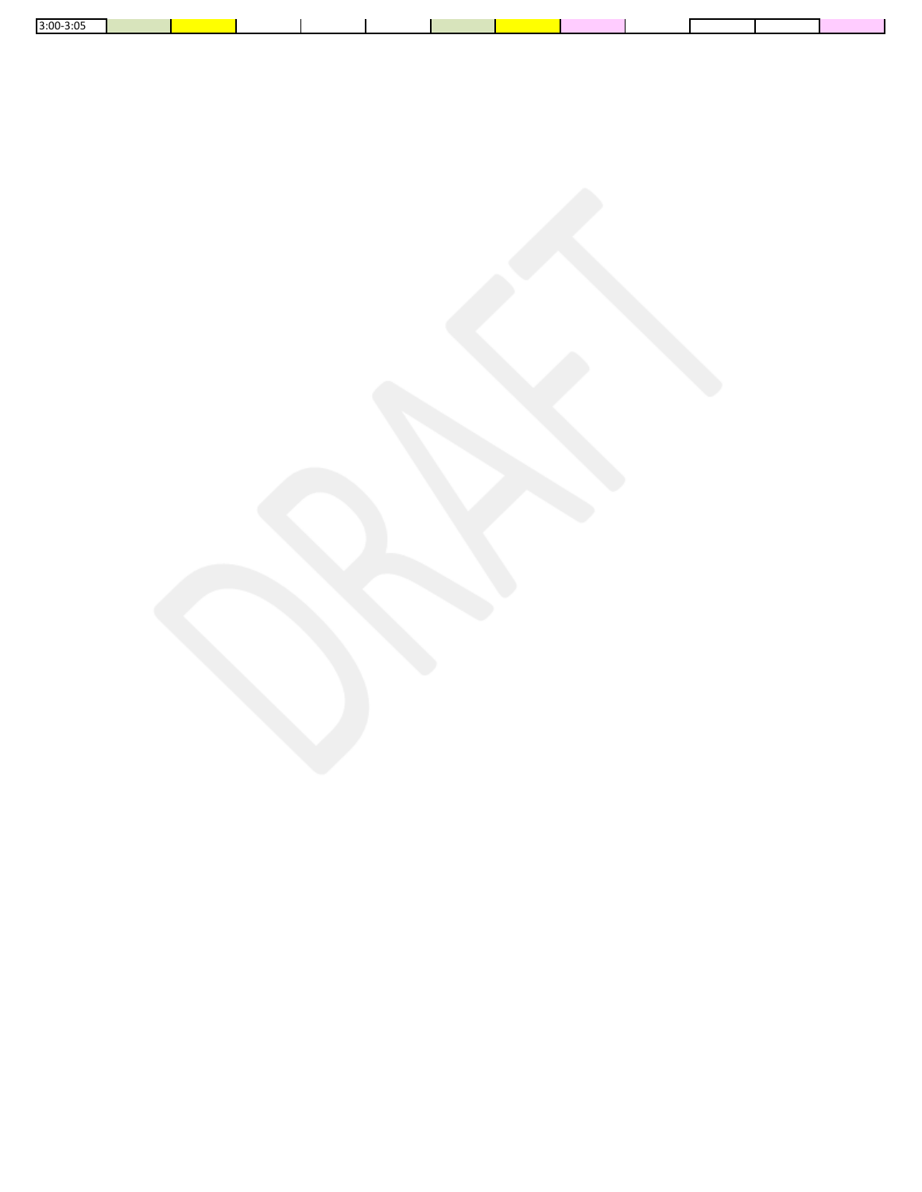| | | | | | | | | | | | |
|---|---|---|---|---|---|---|---|---|---|---|---|
| 3:00-3:05 | | | | | | | | | | | |